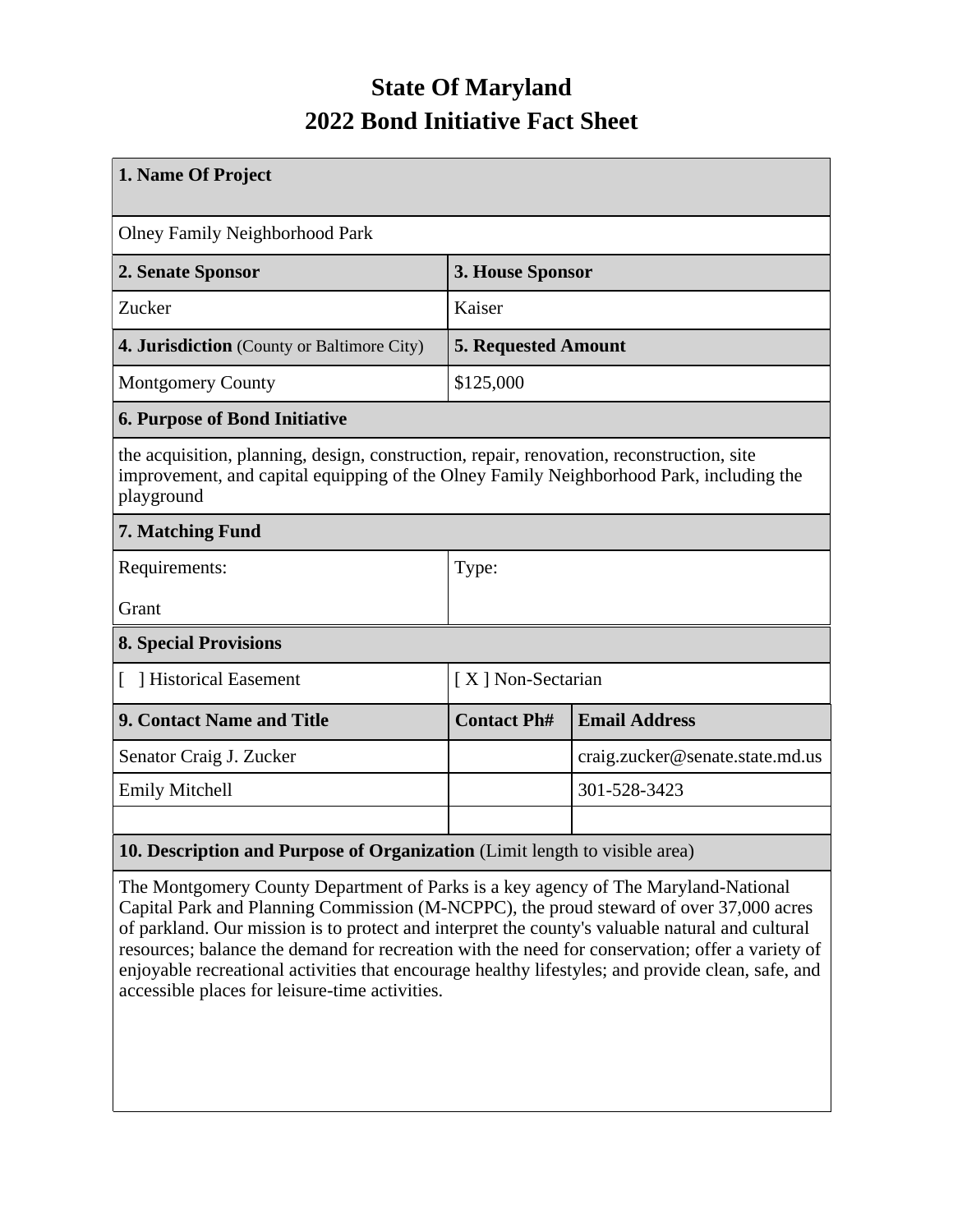# State Of Maryland
# 2022 Bond Initiative Fact Sheet

| **1. Name Of Project** | | |
|---|---|---|
| Olney Family Neighborhood Park | | |
| **2. Senate Sponsor** | **3. House Sponsor** | |
| Zucker | Kaiser | |
| **4. Jurisdiction** (County or Baltimore City) | **5. Requested Amount** | |
| Montgomery County | $125,000 | |
| **6. Purpose of Bond Initiative** | | |
| the acquisition, planning, design, construction, repair, renovation, reconstruction, site improvement, and capital equipping of the Olney Family Neighborhood Park, including the playground | | |
| **7. Matching Fund** | | |
| Requirements: Grant | Type: | |
| **8. Special Provisions** | | |
| [ ] Historical Easement | [ X ] Non-Sectarian | |
| **9. Contact Name and Title** | **Contact Ph#** | **Email Address** |
| Senator Craig J. Zucker | | craig.zucker@senate.state.md.us |
| Emily Mitchell | | 301-528-3423 |
| | | |
| **10. Description and Purpose of Organization** (Limit length to visible area) | | |
| The Montgomery County Department of Parks is a key agency of The Maryland-National Capital Park and Planning Commission (M-NCPPC), the proud steward of over 37,000 acres of parkland. Our mission is to protect and interpret the county's valuable natural and cultural resources; balance the demand for recreation with the need for conservation; offer a variety of enjoyable recreational activities that encourage healthy lifestyles; and provide clean, safe, and accessible places for leisure-time activities. | | |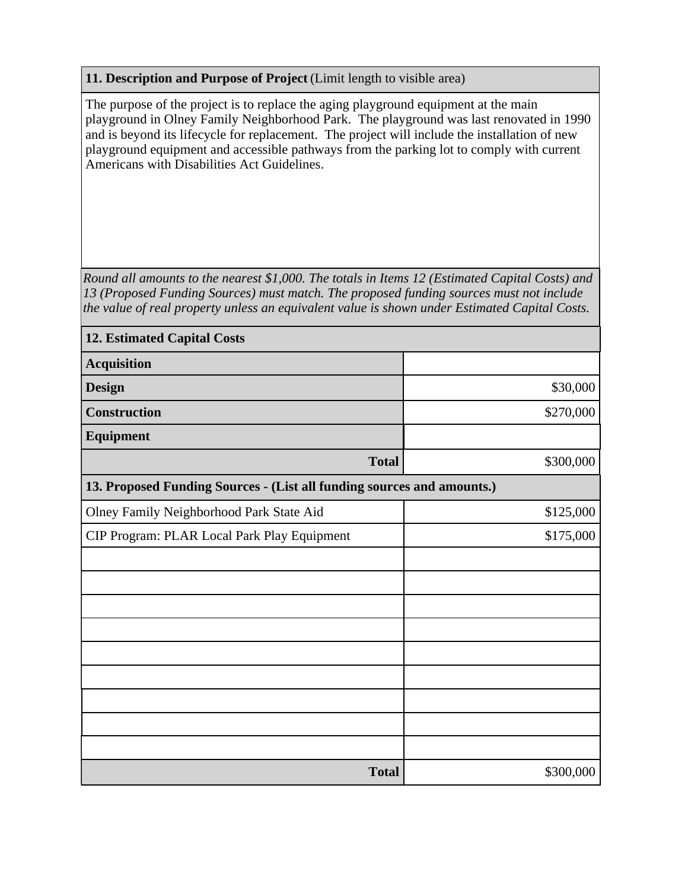**11. Description and Purpose of Project** (Limit length to visible area)

The purpose of the project is to replace the aging playground equipment at the main playground in Olney Family Neighborhood Park. The playground was last renovated in 1990 and is beyond its lifecycle for replacement. The project will include the installation of new playground equipment and accessible pathways from the parking lot to comply with current Americans with Disabilities Act Guidelines.

*Round all amounts to the nearest $1,000. The totals in Items 12 (Estimated Capital Costs) and 13 (Proposed Funding Sources) must match. The proposed funding sources must not include the value of real property unless an equivalent value is shown under Estimated Capital Costs.*

| **12. Estimated Capital Costs** | |
|---|---|
| **Acquisition** | |
| **Design** | $30,000 |
| **Construction** | $270,000 |
| **Equipment** | |
| **Total** | $300,000 |

| **13. Proposed Funding Sources - (List all funding sources and amounts.)** | |
|---|---|
| Olney Family Neighborhood Park State Aid | $125,000 |
| CIP Program: PLAR Local Park Play Equipment | $175,000 |
| | |
| | |
| | |
| | |
| | |
| | |
| | |
| | |
| | |
| **Total** | $300,000 |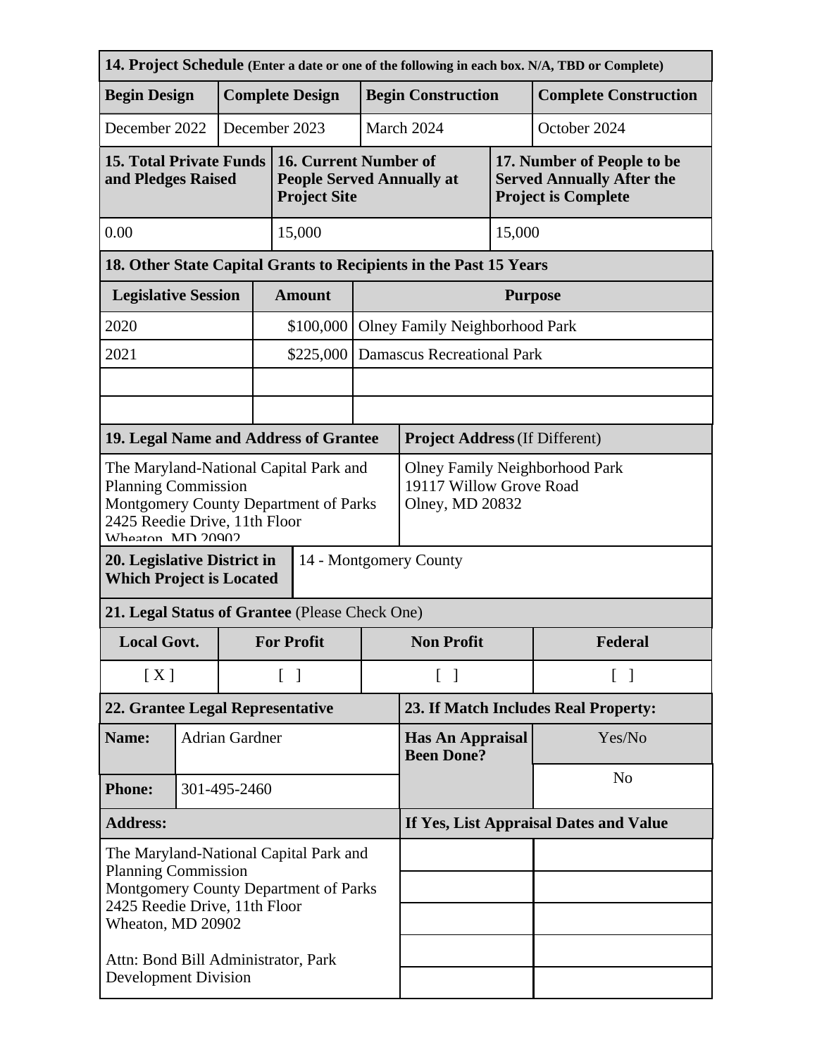**14. Project Schedule** (Enter a date or one of the following in each box. N/A, TBD or Complete)

| Begin Design | Complete Design | Begin Construction | Complete Construction |
|---|---|---|---|
| December 2022 | December 2023 | March 2024 | October 2024 |

| 15. Total Private Funds and Pledges Raised | 16. Current Number of People Served Annually at Project Site | 17. Number of People to be Served Annually After the Project is Complete |
|---|---|---|
| 0.00 | 15,000 | 15,000 |

**18. Other State Capital Grants to Recipients in the Past 15 Years**

| Legislative Session | Amount | Purpose |
|---|---|---|
| 2020 | $100,000 | Olney Family Neighborhood Park |
| 2021 | $225,000 | Damascus Recreational Park |
| | | |
| | | |

| 19. Legal Name and Address of Grantee | Project Address (If Different) |
|---|---|
| The Maryland-National Capital Park and Planning Commission<br>Montgomery County Department of Parks<br>2425 Reedie Drive, 11th Floor<br>Wheaton, MD 20902 | Olney Family Neighborhood Park<br>19117 Willow Grove Road<br>Olney, MD 20832 |

| 20. Legislative District in Which Project is Located | 14 - Montgomery County |
|---|---|

**21. Legal Status of Grantee** (Please Check One)

| Local Govt. | For Profit | Non Profit | Federal |
|---|---|---|---|
| [ X ] | [ ] | [ ] | [ ] |

| 22. Grantee Legal Representative | | 23. If Match Includes Real Property: | |
|---|---|---|---|
| **Name:** | Adrian Gardner | **Has An Appraisal Been Done?** | Yes/No |
| **Phone:** | 301-495-2460 | | No |
| **Address:** | | **If Yes, List Appraisal Dates and Value** | |
| The Maryland-National Capital Park and Planning Commission<br>Montgomery County Department of Parks<br>2425 Reedie Drive, 11th Floor<br>Wheaton, MD 20902<br><br>Attn: Bond Bill Administrator, Park Development Division | | | |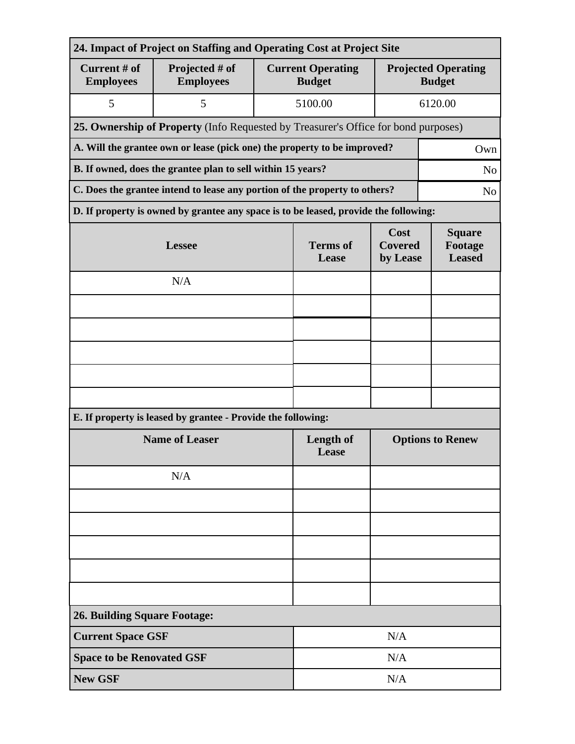| 24. Impact of Project on Staffing and Operating Cost at Project Site | | | |
|---|---|---|---|
| **Current # of Employees** | **Projected # of Employees** | **Current Operating Budget** | **Projected Operating Budget** |
| 5 | 5 | 5100.00 | 6120.00 |

**25. Ownership of Property** (Info Requested by Treasurer's Office for bond purposes)

| Question | Answer |
|---|---|
| **A. Will the grantee own or lease (pick one) the property to be improved?** | Own |
| **B. If owned, does the grantee plan to sell within 15 years?** | No |
| **C. Does the grantee intend to lease any portion of the property to others?** | No |

**D. If property is owned by grantee any space is to be leased, provide the following:**

| Lessee | Terms of Lease | Cost Covered by Lease | Square Footage Leased |
|---|---|---|---|
| N/A | | | |
| | | | |
| | | | |
| | | | |
| | | | |
| | | | |

**E. If property is leased by grantee - Provide the following:**

| Name of Leaser | Length of Lease | Options to Renew |
|---|---|---|
| N/A | | |
| | | |
| | | |
| | | |
| | | |
| | | |

**26. Building Square Footage:**

| | |
|---|---|
| **Current Space GSF** | N/A |
| **Space to be Renovated GSF** | N/A |
| **New GSF** | N/A |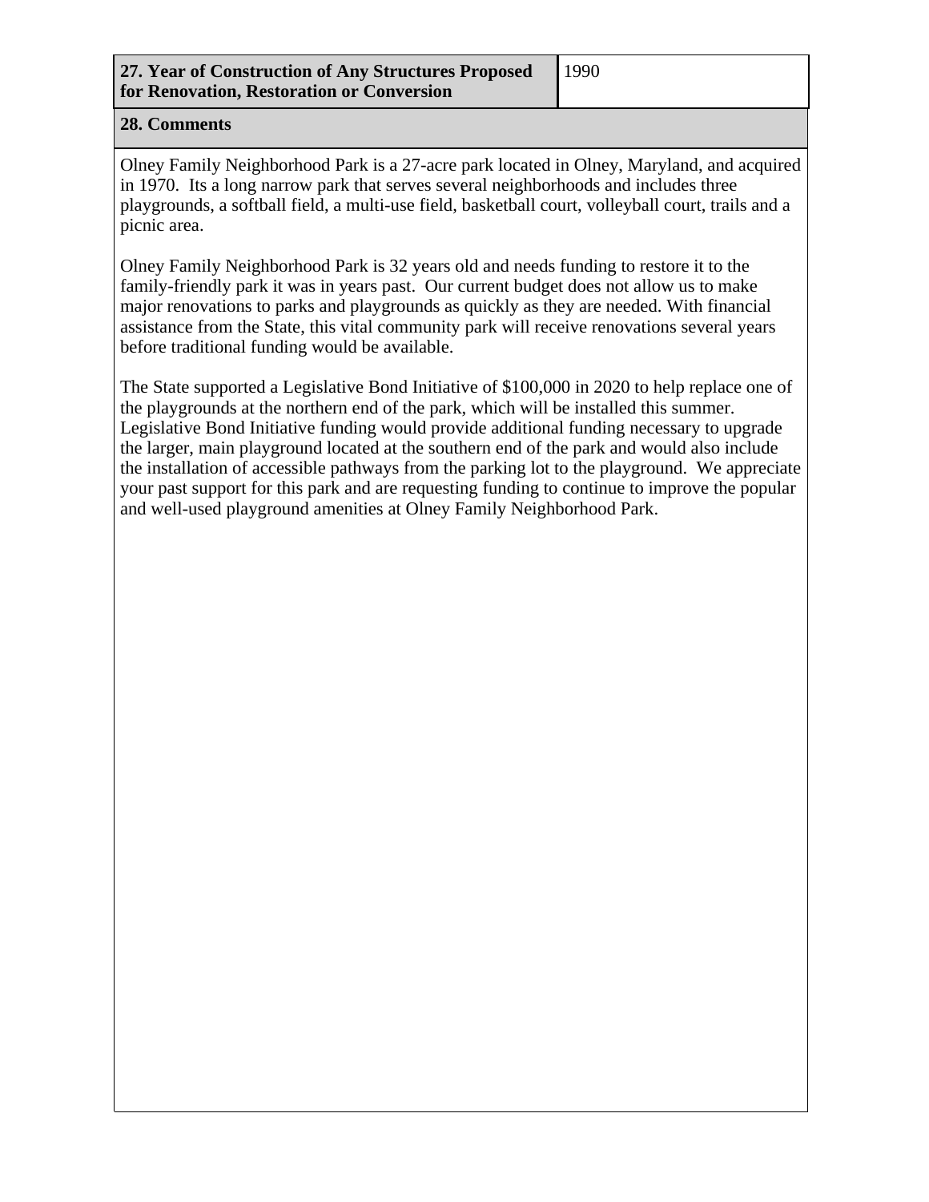| **27. Year of Construction of Any Structures Proposed for Renovation, Restoration or Conversion** | 1990 |
|---|---|

**28. Comments**

Olney Family Neighborhood Park is a 27-acre park located in Olney, Maryland, and acquired in 1970. Its a long narrow park that serves several neighborhoods and includes three playgrounds, a softball field, a multi-use field, basketball court, volleyball court, trails and a picnic area.

Olney Family Neighborhood Park is 32 years old and needs funding to restore it to the family-friendly park it was in years past. Our current budget does not allow us to make major renovations to parks and playgrounds as quickly as they are needed. With financial assistance from the State, this vital community park will receive renovations several years before traditional funding would be available.

The State supported a Legislative Bond Initiative of $100,000 in 2020 to help replace one of the playgrounds at the northern end of the park, which will be installed this summer. Legislative Bond Initiative funding would provide additional funding necessary to upgrade the larger, main playground located at the southern end of the park and would also include the installation of accessible pathways from the parking lot to the playground. We appreciate your past support for this park and are requesting funding to continue to improve the popular and well-used playground amenities at Olney Family Neighborhood Park.